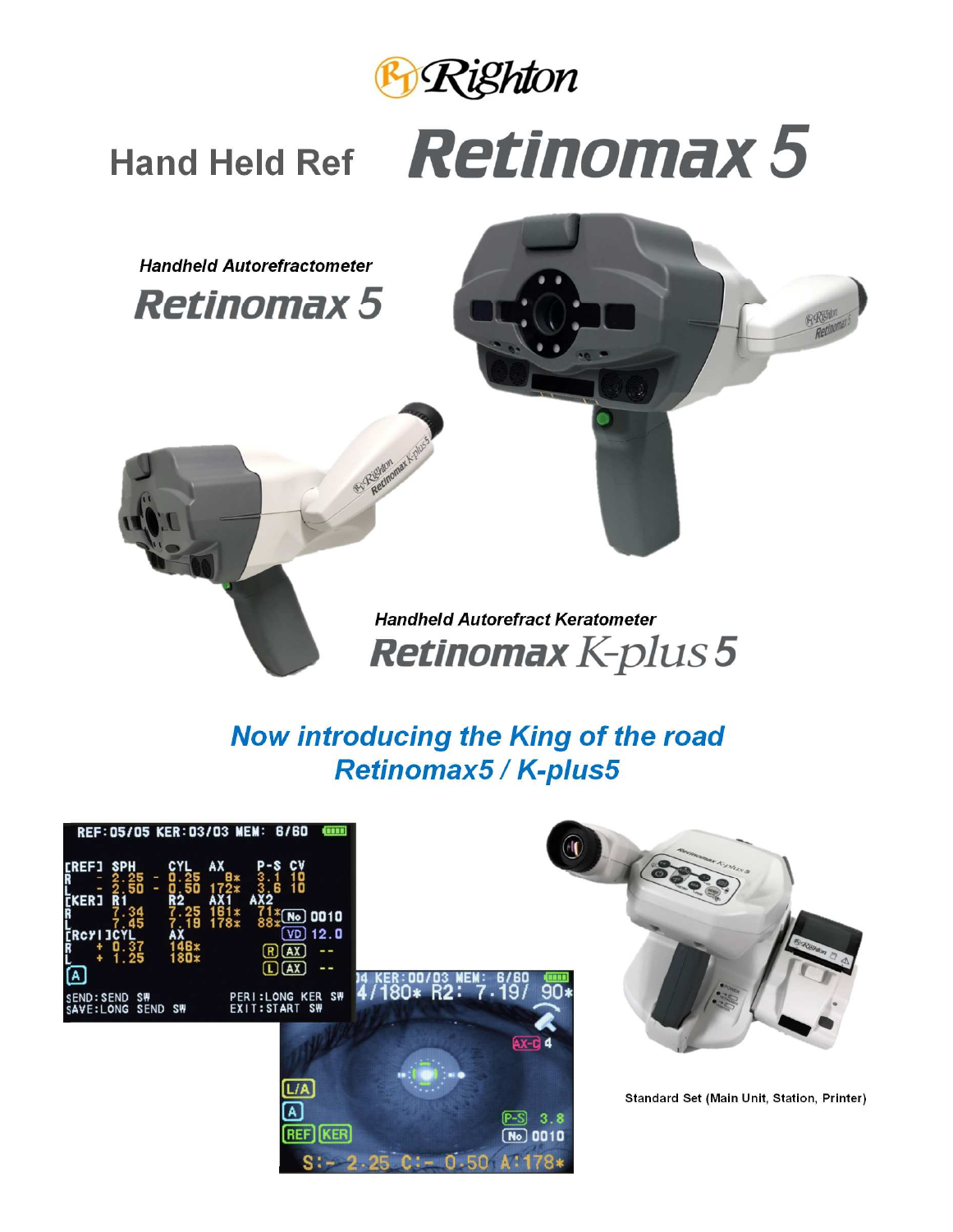# Righton

## Hand Held Ref Retinomax 5

*Handheld Autorefractometer*

**Retinomax 5**

*Handheld Autorefract Keratometer*

**Retinomax K-plus 5**

## *Now introducing the King of the road Retinomax5 / K-plus5*

Standard Set (Main Unit, Station, Printer)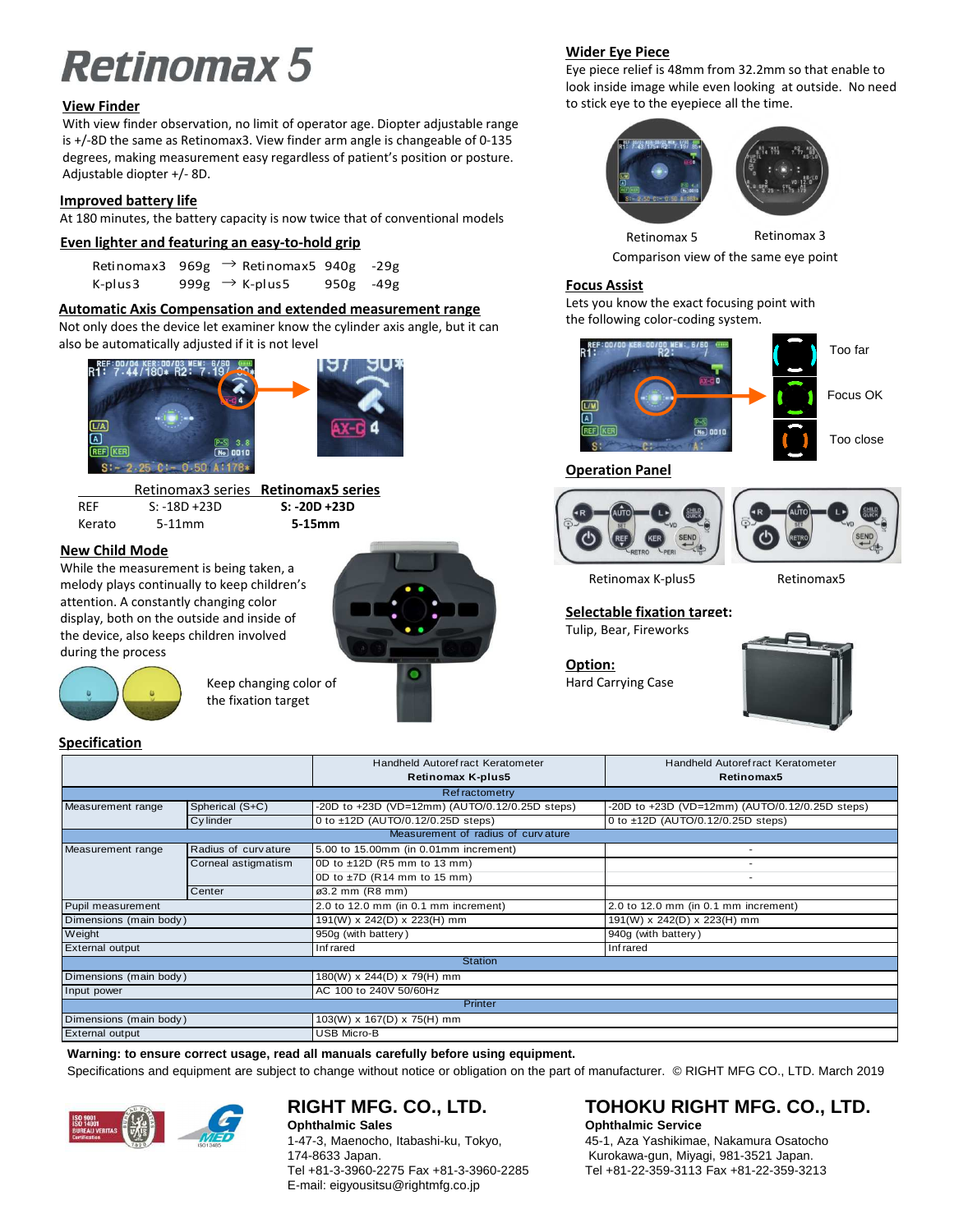# Retinomax 5

## View Finder

With view finder observation, no limit of operator age. Diopter adjustable range is +/-8D the same as Retinomax3. View finder arm angle is changeable of 0-135 degrees, making measurement easy regardless of patient's position or posture. Adjustable diopter +/- 8D.

## Improved battery life

At 180 minutes, the battery capacity is now twice that of conventional models

## Even lighter and featuring an easy-to-hold grip

| | | | | | |
|---|---|---|---|---|---|
| Retinomax3 | 969g | → | Retinomax5 | 940g | -29g |
| K-plus3 | 999g | → | K-plus5 | 950g | -49g |

## Automatic Axis Compensation and extended measurement range

Not only does the device let examiner know the cylinder axis angle, but it can also be automatically adjusted if it is not level

| | Retinomax3 series | **Retinomax5 series** |
|---|---|---|
| REF | S: -18D +23D | **S: -20D +23D** |
| Kerato | 5-11mm | **5-15mm** |

## New Child Mode

While the measurement is being taken, a melody plays continually to keep children's attention. A constantly changing color display, both on the outside and inside of the device, also keeps children involved during the process

Keep changing color of the fixation target

## Wider Eye Piece

Eye piece relief is 48mm from 32.2mm so that enable to look inside image while even looking at outside. No need to stick eye to the eyepiece all the time.

Retinomax 5 Retinomax 3

Comparison view of the same eye point

## Focus Assist

Lets you know the exact focusing point with the following color-coding system.

Too far

Focus OK

Too close

## Operation Panel

Retinomax K-plus5 Retinomax5

## Selectable fixation target:

Tulip, Bear, Fireworks

## Option:

Hard Carrying Case

## Specification

| | | Handheld Autorefract Keratometer **Retinomax K-plus5** | Handheld Autorefract Keratometer **Retinomax5** |
|---|---|---|---|
| Refractometry | | | |
| Measurement range | Spherical (S+C) | -20D to +23D (VD=12mm) (AUTO/0.12/0.25D steps) | -20D to +23D (VD=12mm) (AUTO/0.12/0.25D steps) |
| | Cylinder | 0 to ±12D (AUTO/0.12/0.25D steps) | 0 to ±12D (AUTO/0.12/0.25D steps) |
| Measurement of radius of curvature | | | |
| Measurement range | Radius of curvature | 5.00 to 15.00mm (in 0.01mm increment) | - |
| | Corneal astigmatism | 0D to ±12D (R5 mm to 13 mm) | - |
| | | 0D to ±7D (R14 mm to 15 mm) | - |
| | Center | ø3.2 mm (R8 mm) | |
| Pupil measurement | | 2.0 to 12.0 mm (in 0.1 mm increment) | 2.0 to 12.0 mm (in 0.1 mm increment) |
| Dimensions (main body) | | 191(W) x 242(D) x 223(H) mm | 191(W) x 242(D) x 223(H) mm |
| Weight | | 950g (with battery) | 940g (with battery) |
| External output | | Infrared | Infrared |
| Station | | | |
| Dimensions (main body) | | 180(W) x 244(D) x 79(H) mm | |
| Input power | | AC 100 to 240V 50/60Hz | |
| Printer | | | |
| Dimensions (main body) | | 103(W) x 167(D) x 75(H) mm | |
| External output | | USB Micro-B | |

**Warning: to ensure correct usage, read all manuals carefully before using equipment.**

Specifications and equipment are subject to change without notice or obligation on the part of manufacturer. © RIGHT MFG CO., LTD. March 2019

**RIGHT MFG. CO., LTD.**
**Ophthalmic Sales**
1-47-3, Maenocho, Itabashi-ku, Tokyo,
174-8633 Japan.
Tel +81-3-3960-2275 Fax +81-3-3960-2285
E-mail: eigyousitsu@rightmfg.co.jp

**TOHOKU RIGHT MFG. CO., LTD.**
**Ophthalmic Service**
45-1, Aza Yashikimae, Nakamura Osatocho
Kurokawa-gun, Miyagi, 981-3521 Japan.
Tel +81-22-359-3113 Fax +81-22-359-3213